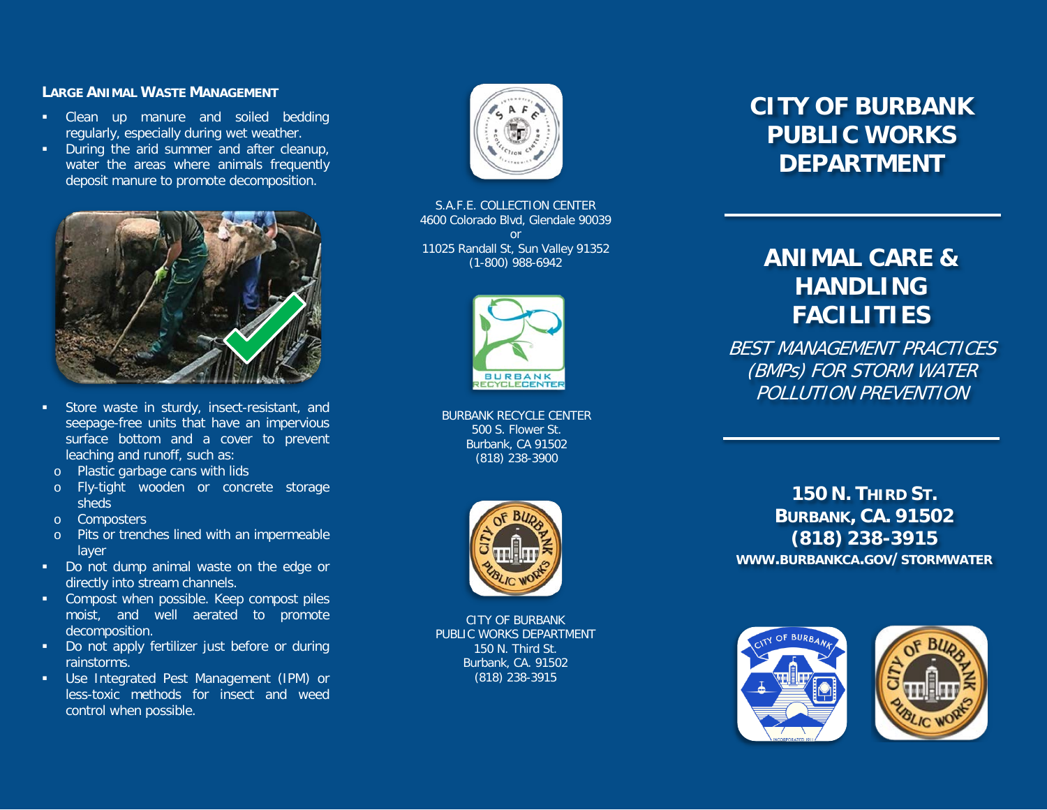## LARGE ANIMAL WASTE MANAGEMENT

- Clean up manure and soiled bedding regularly, especially during wet weather.
- During the arid summer and after cleanup, water the areas where animals frequently deposit manure to promote decomposition.
- Store waste in sturdy, insect-resistant, and seepage-free units that have an impervious surface bottom and a cover to prevent leaching and runoff, such as:
  - Plastic garbage cans with lids
  - Fly-tight wooden or concrete storage sheds
  - Composters
  - Pits or trenches lined with an impermeable layer
- Do not dump animal waste on the edge or directly into stream channels.
- Compost when possible. Keep compost piles moist, and well aerated to promote decomposition.
- Do not apply fertilizer just before or during rainstorms.
- Use Integrated Pest Management (IPM) or less-toxic methods for insect and weed control when possible.

S.A.F.E. COLLECTION CENTER
4600 Colorado Blvd, Glendale 90039
or
11025 Randall St, Sun Valley 91352
(1-800) 988-6942

BURBANK RECYCLE CENTER
500 S. Flower St.
Burbank, CA 91502
(818) 238-3900

CITY OF BURBANK
PUBLIC WORKS DEPARTMENT
150 N. Third St.
Burbank, CA. 91502
(818) 238-3915

# CITY OF BURBANK PUBLIC WORKS DEPARTMENT

# ANIMAL CARE & HANDLING FACILITIES

*BEST MANAGEMENT PRACTICES (BMPs) FOR STORM WATER POLLUTION PREVENTION*

**150 N. THIRD ST.**
**BURBANK, CA. 91502**
**(818) 238-3915**
**WWW.BURBANKCA.GOV/STORMWATER**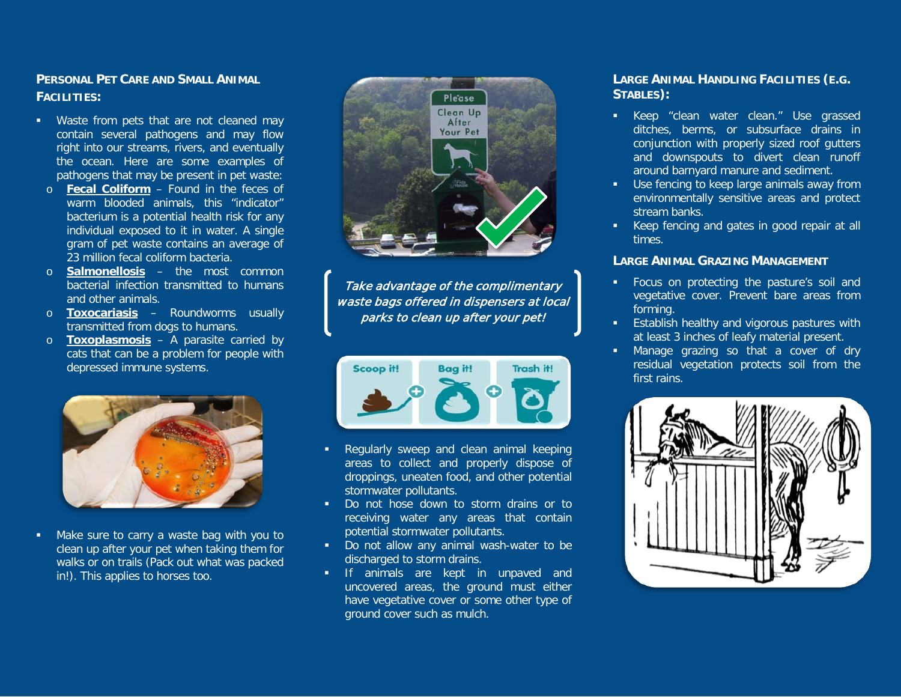## Personal Pet Care and Small Animal Facilities:

- Waste from pets that are not cleaned may contain several pathogens and may flow right into our streams, rivers, and eventually the ocean. Here are some examples of pathogens that may be present in pet waste:
  - **Fecal Coliform** – Found in the feces of warm blooded animals, this "indicator" bacterium is a potential health risk for any individual exposed to it in water. A single gram of pet waste contains an average of 23 million fecal coliform bacteria.
  - **Salmonellosis** – the most common bacterial infection transmitted to humans and other animals.
  - **Toxocariasis** – Roundworms usually transmitted from dogs to humans.
  - **Toxoplasmosis** – A parasite carried by cats that can be a problem for people with depressed immune systems.

- Make sure to carry a waste bag with you to clean up after your pet when taking them for walks or on trails (Pack out what was packed in!). This applies to horses too.

*Take advantage of the complimentary waste bags offered in dispensers at local parks to clean up after your pet!*

Scoop it! + Bag it! + Trash it!

- Regularly sweep and clean animal keeping areas to collect and properly dispose of droppings, uneaten food, and other potential stormwater pollutants.
- Do not hose down to storm drains or to receiving water any areas that contain potential stormwater pollutants.
- Do not allow any animal wash-water to be discharged to storm drains.
- If animals are kept in unpaved and uncovered areas, the ground must either have vegetative cover or some other type of ground cover such as mulch.

## Large Animal Handling Facilities (e.g. Stables):

- Keep "clean water clean." Use grassed ditches, berms, or subsurface drains in conjunction with properly sized roof gutters and downspouts to divert clean runoff around barnyard manure and sediment.
- Use fencing to keep large animals away from environmentally sensitive areas and protect stream banks.
- Keep fencing and gates in good repair at all times.

## Large Animal Grazing Management

- Focus on protecting the pasture's soil and vegetative cover. Prevent bare areas from forming.
- Establish healthy and vigorous pastures with at least 3 inches of leafy material present.
- Manage grazing so that a cover of dry residual vegetation protects soil from the first rains.